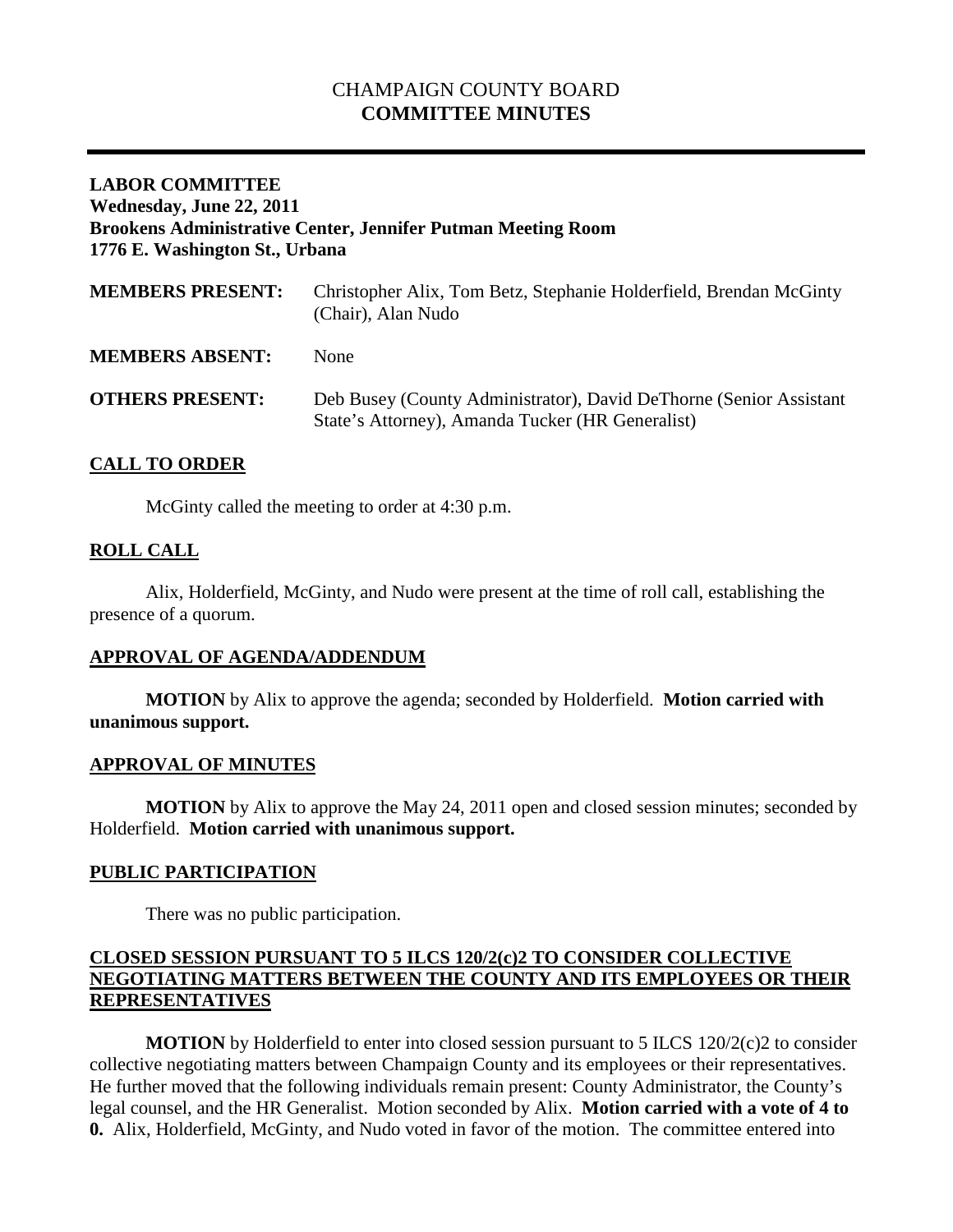# CHAMPAIGN COUNTY BOARD
# **COMMITTEE MINUTES**

**LABOR COMMITTEE**
**Wednesday, June 22, 2011**
**Brookens Administrative Center, Jennifer Putman Meeting Room**
**1776 E. Washington St., Urbana**

| | |
|---|---|
| **MEMBERS PRESENT:** | Christopher Alix, Tom Betz, Stephanie Holderfield, Brendan McGinty (Chair), Alan Nudo |
| **MEMBERS ABSENT:** | None |
| **OTHERS PRESENT:** | Deb Busey (County Administrator), David DeThorne (Senior Assistant State's Attorney), Amanda Tucker (HR Generalist) |

## CALL TO ORDER

McGinty called the meeting to order at 4:30 p.m.

## ROLL CALL

Alix, Holderfield, McGinty, and Nudo were present at the time of roll call, establishing the presence of a quorum.

## APPROVAL OF AGENDA/ADDENDUM

**MOTION** by Alix to approve the agenda; seconded by Holderfield. **Motion carried with unanimous support.**

## APPROVAL OF MINUTES

**MOTION** by Alix to approve the May 24, 2011 open and closed session minutes; seconded by Holderfield. **Motion carried with unanimous support.**

## PUBLIC PARTICIPATION

There was no public participation.

## CLOSED SESSION PURSUANT TO 5 ILCS 120/2(c)2 TO CONSIDER COLLECTIVE NEGOTIATING MATTERS BETWEEN THE COUNTY AND ITS EMPLOYEES OR THEIR REPRESENTATIVES

**MOTION** by Holderfield to enter into closed session pursuant to 5 ILCS 120/2(c)2 to consider collective negotiating matters between Champaign County and its employees or their representatives. He further moved that the following individuals remain present: County Administrator, the County's legal counsel, and the HR Generalist. Motion seconded by Alix. **Motion carried with a vote of 4 to 0.** Alix, Holderfield, McGinty, and Nudo voted in favor of the motion. The committee entered into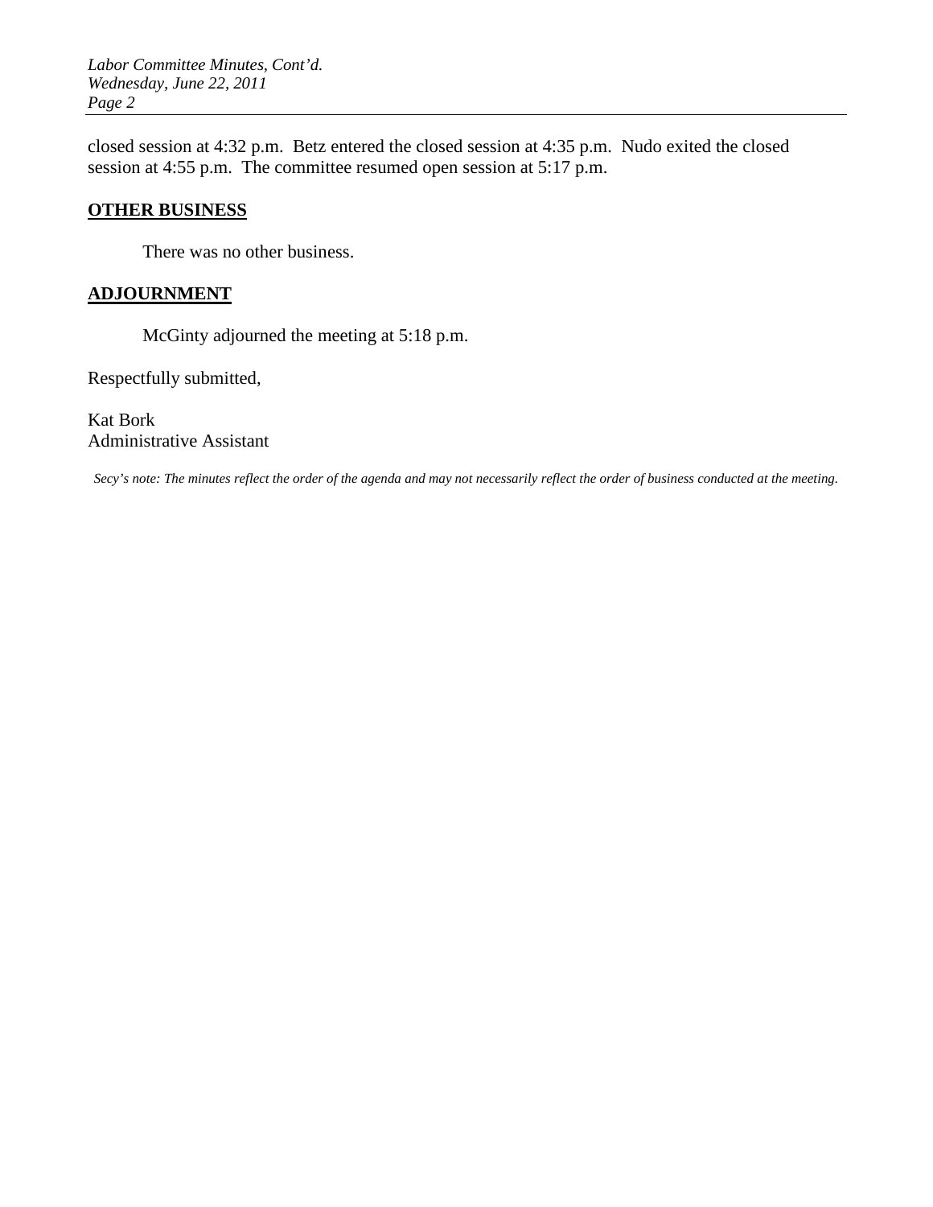closed session at 4:32 p.m. Betz entered the closed session at 4:35 p.m. Nudo exited the closed session at 4:55 p.m. The committee resumed open session at 5:17 p.m.

## OTHER BUSINESS

There was no other business.

## ADJOURNMENT

McGinty adjourned the meeting at 5:18 p.m.

Respectfully submitted,

Kat Bork
Administrative Assistant

*Secy's note: The minutes reflect the order of the agenda and may not necessarily reflect the order of business conducted at the meeting.*